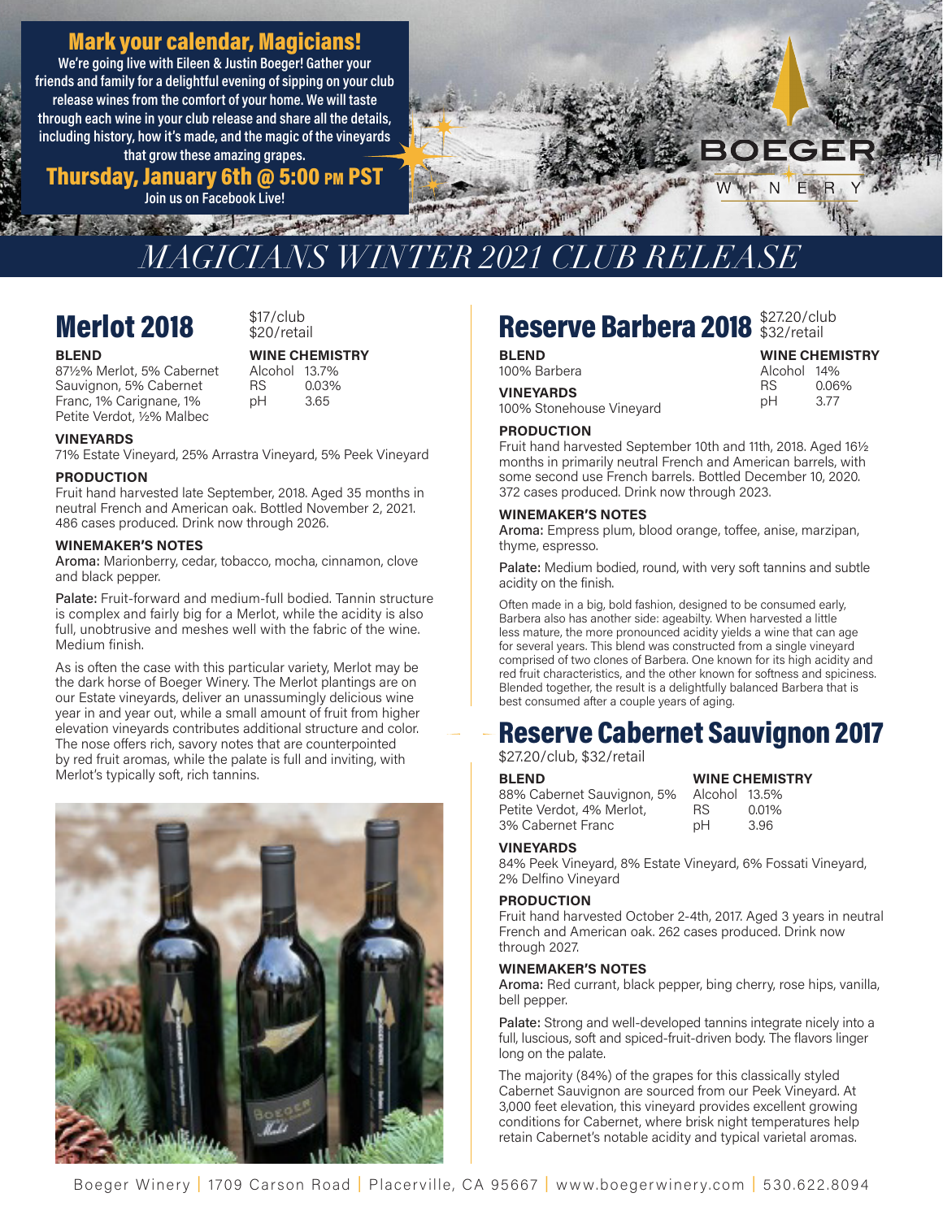## Mark your calendar, Magicians!

We're going live with Eileen & Justin Boeger! Gather your friends and family for a delightful evening of sipping on your club release wines from the comfort of your home. We will taste through each wine in your club release and share all the details, including history, how it's made, and the magic of the vineyards that grow these amazing grapes.

**Thursday, January 6th @ 5:00 PM PST**

Join us on Facebook Live!

BOEGER WINERY

# MAGICIANS WINTER 2021 CLUB RELEASE

## Merlot 2018

$17/club
$20/retail

**BLEND**

87½% Merlot, 5% Cabernet Sauvignon, 5% Cabernet Franc, 1% Carignane, 1% Petite Verdot, ½% Malbec

**WINE CHEMISTRY**

Alcohol 13.7%
RS 0.03%
pH 3.65

**VINEYARDS**

71% Estate Vineyard, 25% Arrastra Vineyard, 5% Peek Vineyard

**PRODUCTION**

Fruit hand harvested late September, 2018. Aged 35 months in neutral French and American oak. Bottled November 2, 2021. 486 cases produced. Drink now through 2026.

**WINEMAKER'S NOTES**

Aroma: Marionberry, cedar, tobacco, mocha, cinnamon, clove and black pepper.

Palate: Fruit-forward and medium-full bodied. Tannin structure is complex and fairly big for a Merlot, while the acidity is also full, unobtrusive and meshes well with the fabric of the wine. Medium finish.

As is often the case with this particular variety, Merlot may be the dark horse of Boeger Winery. The Merlot plantings are on our Estate vineyards, deliver an unassumingly delicious wine year in and year out, while a small amount of fruit from higher elevation vineyards contributes additional structure and color. The nose offers rich, savory notes that are counterpointed by red fruit aromas, while the palate is full and inviting, with Merlot's typically soft, rich tannins.

## Reserve Barbera 2018

$27.20/club
$32/retail

**BLEND**

100% Barbera

**WINE CHEMISTRY**

Alcohol 14%
RS 0.06%
pH 3.77

**VINEYARDS**

100% Stonehouse Vineyard

**PRODUCTION**

Fruit hand harvested September 10th and 11th, 2018. Aged 16½ months in primarily neutral French and American barrels, with some second use French barrels. Bottled December 10, 2020. 372 cases produced. Drink now through 2023.

**WINEMAKER'S NOTES**

Aroma: Empress plum, blood orange, toffee, anise, marzipan, thyme, espresso.

Palate: Medium bodied, round, with very soft tannins and subtle acidity on the finish.

Often made in a big, bold fashion, designed to be consumed early, Barbera also has another side: ageabilty. When harvested a little less mature, the more pronounced acidity yields a wine that can age for several years. This blend was constructed from a single vineyard comprised of two clones of Barbera. One known for its high acidity and red fruit characteristics, and the other known for softness and spiciness. Blended together, the result is a delightfully balanced Barbera that is best consumed after a couple years of aging.

## Reserve Cabernet Sauvignon 2017

$27.20/club, $32/retail

**BLEND**

88% Cabernet Sauvignon, 5% Petite Verdot, 4% Merlot, 3% Cabernet Franc

**WINE CHEMISTRY**

Alcohol 13.5%
RS 0.01%
pH 3.96

**VINEYARDS**

84% Peek Vineyard, 8% Estate Vineyard, 6% Fossati Vineyard, 2% Delfino Vineyard

**PRODUCTION**

Fruit hand harvested October 2-4th, 2017. Aged 3 years in neutral French and American oak. 262 cases produced. Drink now through 2027.

**WINEMAKER'S NOTES**

Aroma: Red currant, black pepper, bing cherry, rose hips, vanilla, bell pepper.

Palate: Strong and well-developed tannins integrate nicely into a full, luscious, soft and spiced-fruit-driven body. The flavors linger long on the palate.

The majority (84%) of the grapes for this classically styled Cabernet Sauvignon are sourced from our Peek Vineyard. At 3,000 feet elevation, this vineyard provides excellent growing conditions for Cabernet, where brisk night temperatures help retain Cabernet's notable acidity and typical varietal aromas.

Boeger Winery | 1709 Carson Road | Placerville, CA 95667 | www.boegerwinery.com | 530.622.8094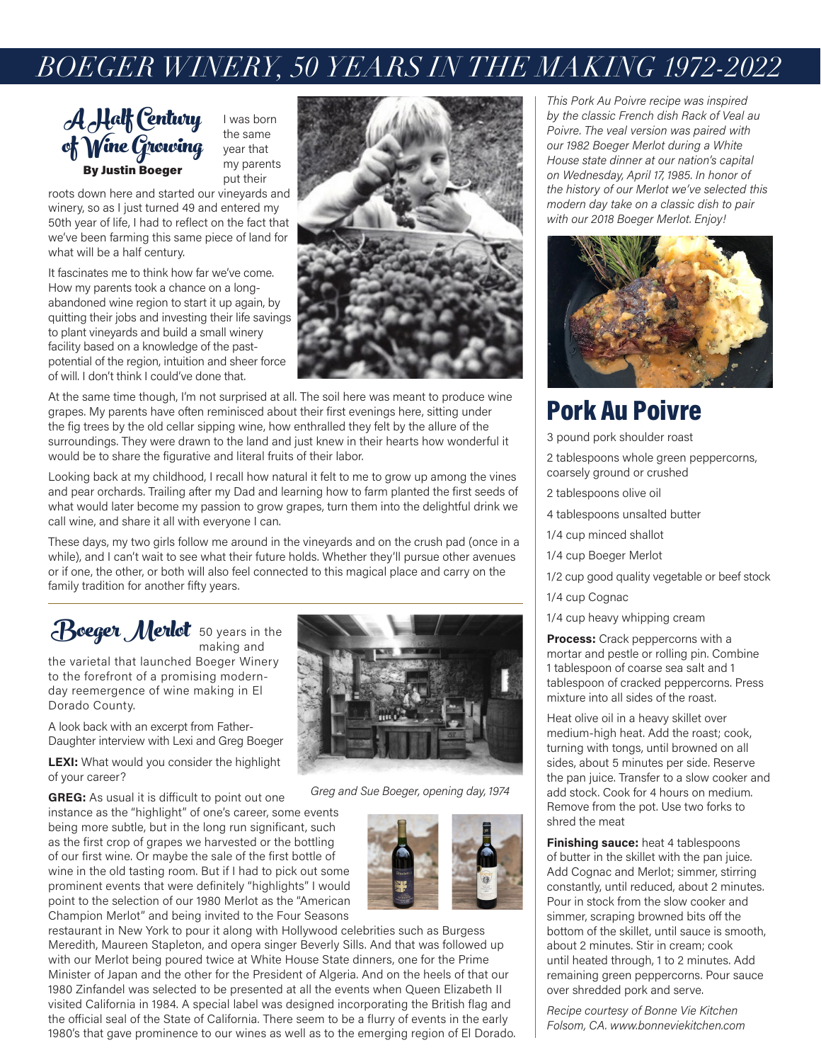# BOEGER WINERY, 50 YEARS IN THE MAKING 1972-2022

## A Half Century of Wine Growing

**By Justin Boeger**

I was born the same year that my parents put their roots down here and started our vineyards and winery, so as I just turned 49 and entered my 50th year of life, I had to reflect on the fact that we've been farming this same piece of land for what will be a half century.

It fascinates me to think how far we've come. How my parents took a chance on a long-abandoned wine region to start it up again, by quitting their jobs and investing their life savings to plant vineyards and build a small winery facility based on a knowledge of the past-potential of the region, intuition and sheer force of will. I don't think I could've done that.

At the same time though, I'm not surprised at all. The soil here was meant to produce wine grapes. My parents have often reminisced about their first evenings here, sitting under the fig trees by the old cellar sipping wine, how enthralled they felt by the allure of the surroundings. They were drawn to the land and just knew in their hearts how wonderful it would be to share the figurative and literal fruits of their labor.

Looking back at my childhood, I recall how natural it felt to me to grow up among the vines and pear orchards. Trailing after my Dad and learning how to farm planted the first seeds of what would later become my passion to grow grapes, turn them into the delightful drink we call wine, and share it all with everyone I can.

These days, my two girls follow me around in the vineyards and on the crush pad (once in a while), and I can't wait to see what their future holds. Whether they'll pursue other avenues or if one, the other, or both will also feel connected to this magical place and carry on the family tradition for another fifty years.

## Boeger Merlot

50 years in the making and the varietal that launched Boeger Winery to the forefront of a promising modern-day reemergence of wine making in El Dorado County.

A look back with an excerpt from Father-Daughter interview with Lexi and Greg Boeger

**LEXI:** What would you consider the highlight of your career?

**GREG:** As usual it is difficult to point out one instance as the "highlight" of one's career, some events being more subtle, but in the long run significant, such as the first crop of grapes we harvested or the bottling of our first wine. Or maybe the sale of the first bottle of wine in the old tasting room. But if I had to pick out some prominent events that were definitely "highlights" I would point to the selection of our 1980 Merlot as the "American Champion Merlot" and being invited to the Four Seasons restaurant in New York to pour it along with Hollywood celebrities such as Burgess Meredith, Maureen Stapleton, and opera singer Beverly Sills. And that was followed up with our Merlot being poured twice at White House State dinners, one for the Prime Minister of Japan and the other for the President of Algeria. And on the heels of that our 1980 Zinfandel was selected to be presented at all the events when Queen Elizabeth II visited California in 1984. A special label was designed incorporating the British flag and the official seal of the State of California. There seem to be a flurry of events in the early 1980's that gave prominence to our wines as well as to the emerging region of El Dorado.

*Greg and Sue Boeger, opening day, 1974*

*This Pork Au Poivre recipe was inspired by the classic French dish Rack of Veal au Poivre. The veal version was paired with our 1982 Boeger Merlot during a White House state dinner at our nation's capital on Wednesday, April 17, 1985. In honor of the history of our Merlot we've selected this modern day take on a classic dish to pair with our 2018 Boeger Merlot. Enjoy!*

## Pork Au Poivre

3 pound pork shoulder roast

2 tablespoons whole green peppercorns, coarsely ground or crushed

2 tablespoons olive oil

4 tablespoons unsalted butter

1/4 cup minced shallot

1/4 cup Boeger Merlot

1/2 cup good quality vegetable or beef stock

1/4 cup Cognac

1/4 cup heavy whipping cream

**Process:** Crack peppercorns with a mortar and pestle or rolling pin. Combine 1 tablespoon of coarse sea salt and 1 tablespoon of cracked peppercorns. Press mixture into all sides of the roast.

Heat olive oil in a heavy skillet over medium-high heat. Add the roast; cook, turning with tongs, until browned on all sides, about 5 minutes per side. Reserve the pan juice. Transfer to a slow cooker and add stock. Cook for 4 hours on medium. Remove from the pot. Use two forks to shred the meat

**Finishing sauce:** heat 4 tablespoons of butter in the skillet with the pan juice. Add Cognac and Merlot; simmer, stirring constantly, until reduced, about 2 minutes. Pour in stock from the slow cooker and simmer, scraping browned bits off the bottom of the skillet, until sauce is smooth, about 2 minutes. Stir in cream; cook until heated through, 1 to 2 minutes. Add remaining green peppercorns. Pour sauce over shredded pork and serve.

*Recipe courtesy of Bonne Vie Kitchen Folsom, CA. www.bonneviekitchen.com*